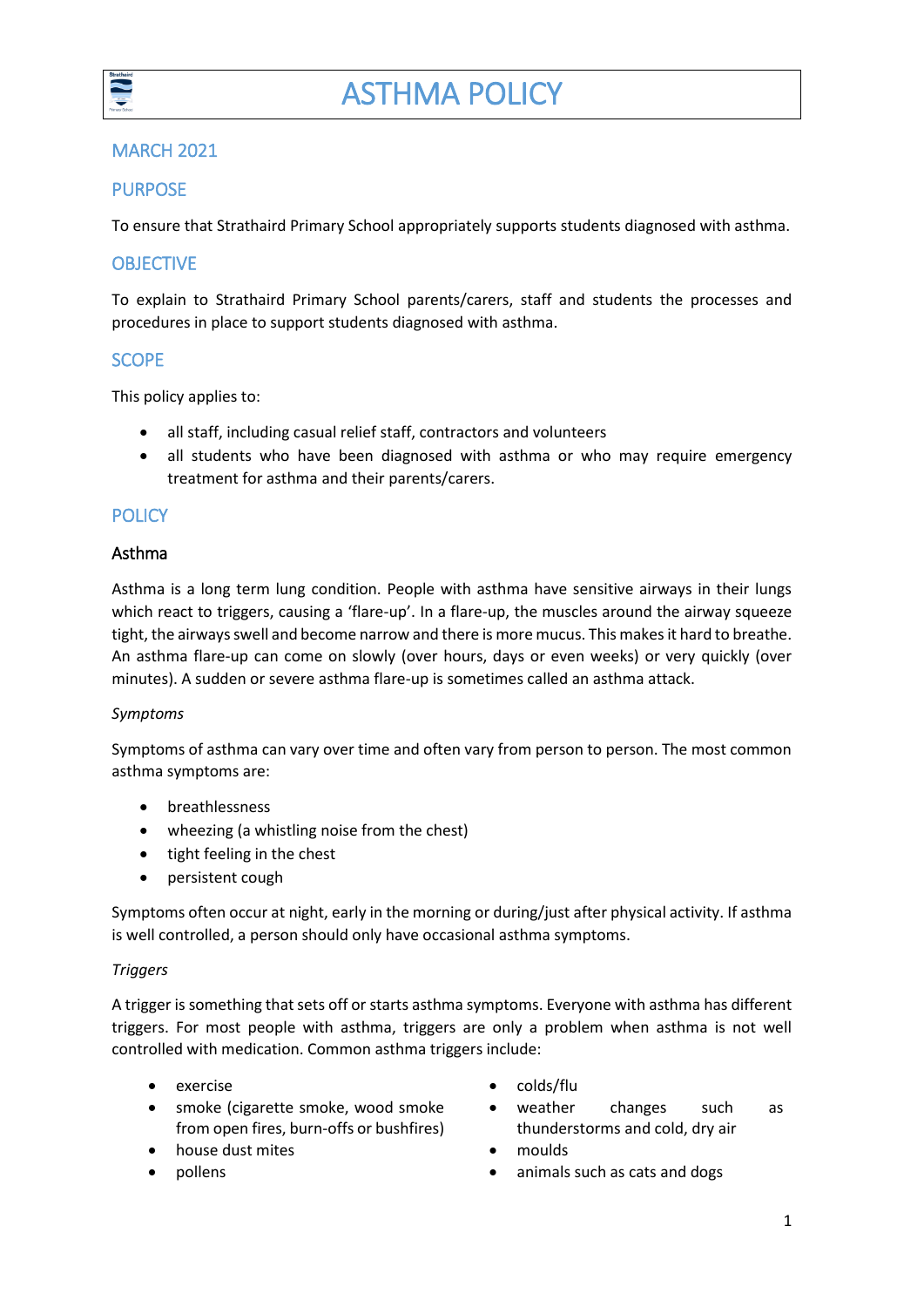# ASTHMA POLICY

## MARCH 2021

## PURPOSE

To ensure that Strathaird Primary School appropriately supports students diagnosed with asthma.

## OBJECTIVE

To explain to Strathaird Primary School parents/carers, staff and students the processes and procedures in place to support students diagnosed with asthma.

## SCOPE

This policy applies to:

- all staff, including casual relief staff, contractors and volunteers
- all students who have been diagnosed with asthma or who may require emergency treatment for asthma and their parents/carers.

## POLICY

### Asthma

Asthma is a long term lung condition. People with asthma have sensitive airways in their lungs which react to triggers, causing a 'flare-up'. In a flare-up, the muscles around the airway squeeze tight, the airways swell and become narrow and there is more mucus. This makes it hard to breathe. An asthma flare-up can come on slowly (over hours, days or even weeks) or very quickly (over minutes). A sudden or severe asthma flare-up is sometimes called an asthma attack.

*Symptoms*

Symptoms of asthma can vary over time and often vary from person to person. The most common asthma symptoms are:

- breathlessness
- wheezing (a whistling noise from the chest)
- tight feeling in the chest
- persistent cough

Symptoms often occur at night, early in the morning or during/just after physical activity. If asthma is well controlled, a person should only have occasional asthma symptoms.

*Triggers*

A trigger is something that sets off or starts asthma symptoms. Everyone with asthma has different triggers. For most people with asthma, triggers are only a problem when asthma is not well controlled with medication. Common asthma triggers include:

- exercise
- smoke (cigarette smoke, wood smoke from open fires, burn-offs or bushfires)
- house dust mites
- pollens
- colds/flu
- weather changes such as thunderstorms and cold, dry air
- moulds
- animals such as cats and dogs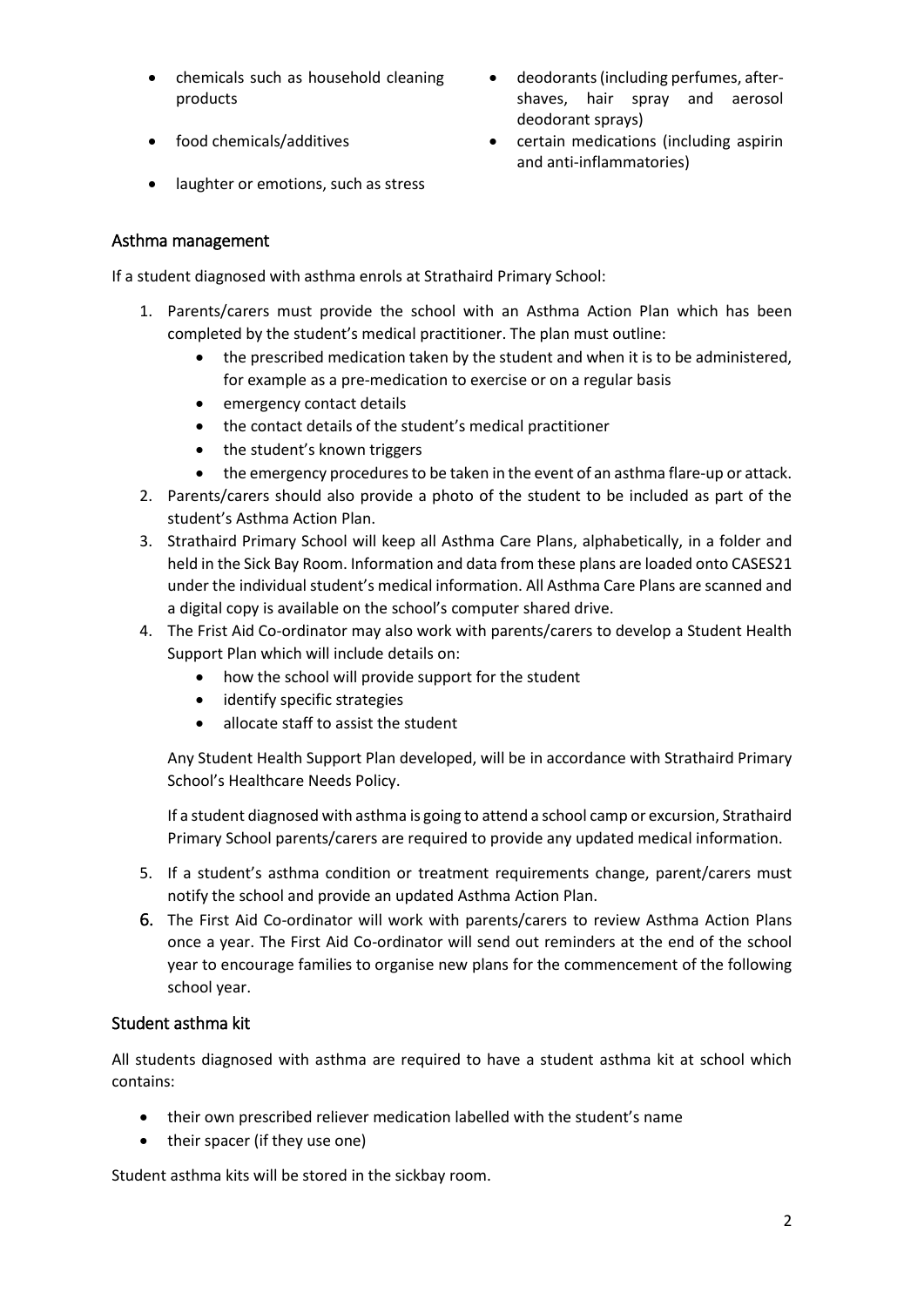- chemicals such as household cleaning products
- food chemicals/additives
- laughter or emotions, such as stress
- deodorants (including perfumes, after-shaves, hair spray and aerosol deodorant sprays)
- certain medications (including aspirin and anti-inflammatories)

## Asthma management

If a student diagnosed with asthma enrols at Strathaird Primary School:

1. Parents/carers must provide the school with an Asthma Action Plan which has been completed by the student's medical practitioner. The plan must outline:
    - the prescribed medication taken by the student and when it is to be administered, for example as a pre-medication to exercise or on a regular basis
    - emergency contact details
    - the contact details of the student's medical practitioner
    - the student's known triggers
    - the emergency procedures to be taken in the event of an asthma flare-up or attack.
2. Parents/carers should also provide a photo of the student to be included as part of the student's Asthma Action Plan.
3. Strathaird Primary School will keep all Asthma Care Plans, alphabetically, in a folder and held in the Sick Bay Room. Information and data from these plans are loaded onto CASES21 under the individual student's medical information. All Asthma Care Plans are scanned and a digital copy is available on the school's computer shared drive.
4. The Frist Aid Co-ordinator may also work with parents/carers to develop a Student Health Support Plan which will include details on:
    - how the school will provide support for the student
    - identify specific strategies
    - allocate staff to assist the student

    Any Student Health Support Plan developed, will be in accordance with Strathaird Primary School's Healthcare Needs Policy.

    If a student diagnosed with asthma is going to attend a school camp or excursion, Strathaird Primary School parents/carers are required to provide any updated medical information.
5. If a student's asthma condition or treatment requirements change, parent/carers must notify the school and provide an updated Asthma Action Plan.
6. The First Aid Co-ordinator will work with parents/carers to review Asthma Action Plans once a year. The First Aid Co-ordinator will send out reminders at the end of the school year to encourage families to organise new plans for the commencement of the following school year.

## Student asthma kit

All students diagnosed with asthma are required to have a student asthma kit at school which contains:

- their own prescribed reliever medication labelled with the student's name
- their spacer (if they use one)

Student asthma kits will be stored in the sickbay room.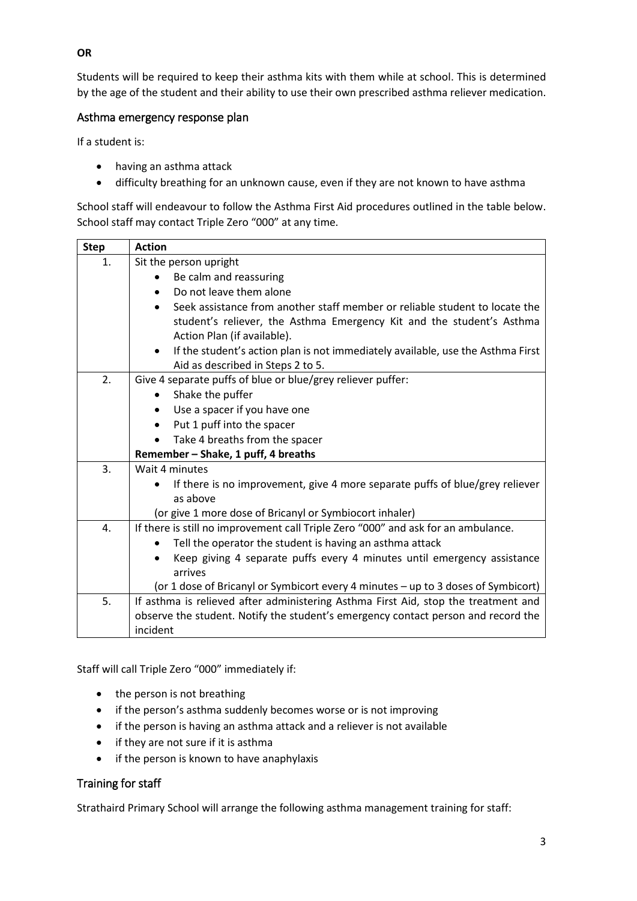**OR**

Students will be required to keep their asthma kits with them while at school. This is determined by the age of the student and their ability to use their own prescribed asthma reliever medication.

## Asthma emergency response plan

If a student is:

- having an asthma attack
- difficulty breathing for an unknown cause, even if they are not known to have asthma

School staff will endeavour to follow the Asthma First Aid procedures outlined in the table below. School staff may contact Triple Zero "000" at any time.

| Step | Action |
|---|---|
| 1. | Sit the person upright<br>• Be calm and reassuring<br>• Do not leave them alone<br>• Seek assistance from another staff member or reliable student to locate the student's reliever, the Asthma Emergency Kit and the student's Asthma Action Plan (if available).<br>• If the student's action plan is not immediately available, use the Asthma First Aid as described in Steps 2 to 5. |
| 2. | Give 4 separate puffs of blue or blue/grey reliever puffer:<br>• Shake the puffer<br>• Use a spacer if you have one<br>• Put 1 puff into the spacer<br>• Take 4 breaths from the spacer<br>**Remember – Shake, 1 puff, 4 breaths** |
| 3. | Wait 4 minutes<br>• If there is no improvement, give 4 more separate puffs of blue/grey reliever as above<br>(or give 1 more dose of Bricanyl or Symbiocort inhaler) |
| 4. | If there is still no improvement call Triple Zero "000" and ask for an ambulance.<br>• Tell the operator the student is having an asthma attack<br>• Keep giving 4 separate puffs every 4 minutes until emergency assistance arrives<br>(or 1 dose of Bricanyl or Symbicort every 4 minutes – up to 3 doses of Symbicort) |
| 5. | If asthma is relieved after administering Asthma First Aid, stop the treatment and observe the student. Notify the student's emergency contact person and record the incident |

Staff will call Triple Zero "000" immediately if:

- the person is not breathing
- if the person's asthma suddenly becomes worse or is not improving
- if the person is having an asthma attack and a reliever is not available
- if they are not sure if it is asthma
- if the person is known to have anaphylaxis

## Training for staff

Strathaird Primary School will arrange the following asthma management training for staff: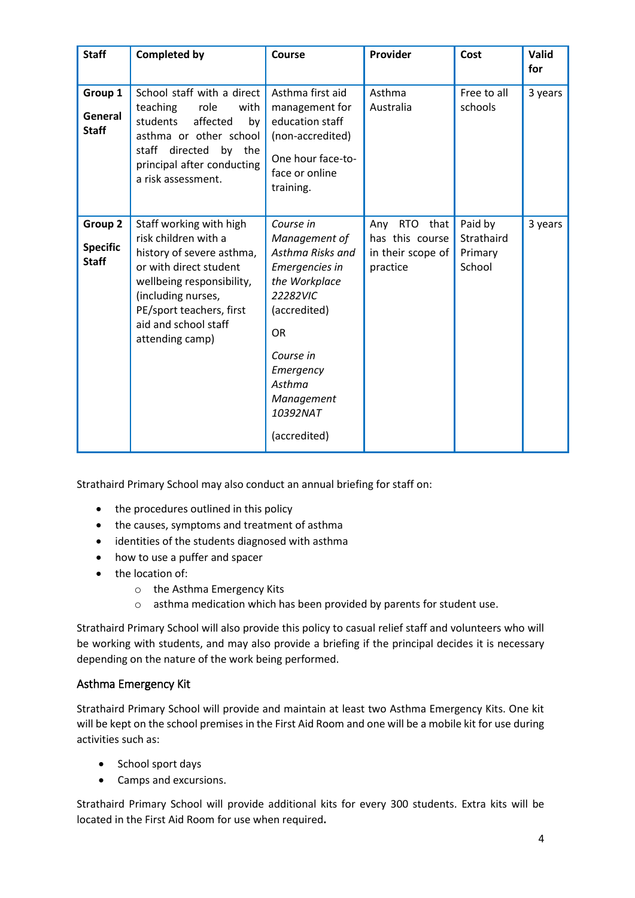| Staff | Completed by | Course | Provider | Cost | Valid for |
|---|---|---|---|---|---|
| **Group 1** **General Staff** | School staff with a direct teaching role with students affected by asthma or other school staff directed by the principal after conducting a risk assessment. | Asthma first aid management for education staff (non-accredited) One hour face-to-face or online training. | Asthma Australia | Free to all schools | 3 years |
| **Group 2** **Specific Staff** | Staff working with high risk children with a history of severe asthma, or with direct student wellbeing responsibility, (including nurses, PE/sport teachers, first aid and school staff attending camp) | *Course in Management of Asthma Risks and Emergencies in the Workplace 22282VIC* (accredited) OR *Course in Emergency Asthma Management 10392NAT* (accredited) | Any RTO that has this course in their scope of practice | Paid by Strathaird Primary School | 3 years |

Strathaird Primary School may also conduct an annual briefing for staff on:

- the procedures outlined in this policy
- the causes, symptoms and treatment of asthma
- identities of the students diagnosed with asthma
- how to use a puffer and spacer
- the location of:
  - the Asthma Emergency Kits
  - asthma medication which has been provided by parents for student use.

Strathaird Primary School will also provide this policy to casual relief staff and volunteers who will be working with students, and may also provide a briefing if the principal decides it is necessary depending on the nature of the work being performed.

## Asthma Emergency Kit

Strathaird Primary School will provide and maintain at least two Asthma Emergency Kits. One kit will be kept on the school premises in the First Aid Room and one will be a mobile kit for use during activities such as:

- School sport days
- Camps and excursions.

Strathaird Primary School will provide additional kits for every 300 students. Extra kits will be located in the First Aid Room for use when required**.**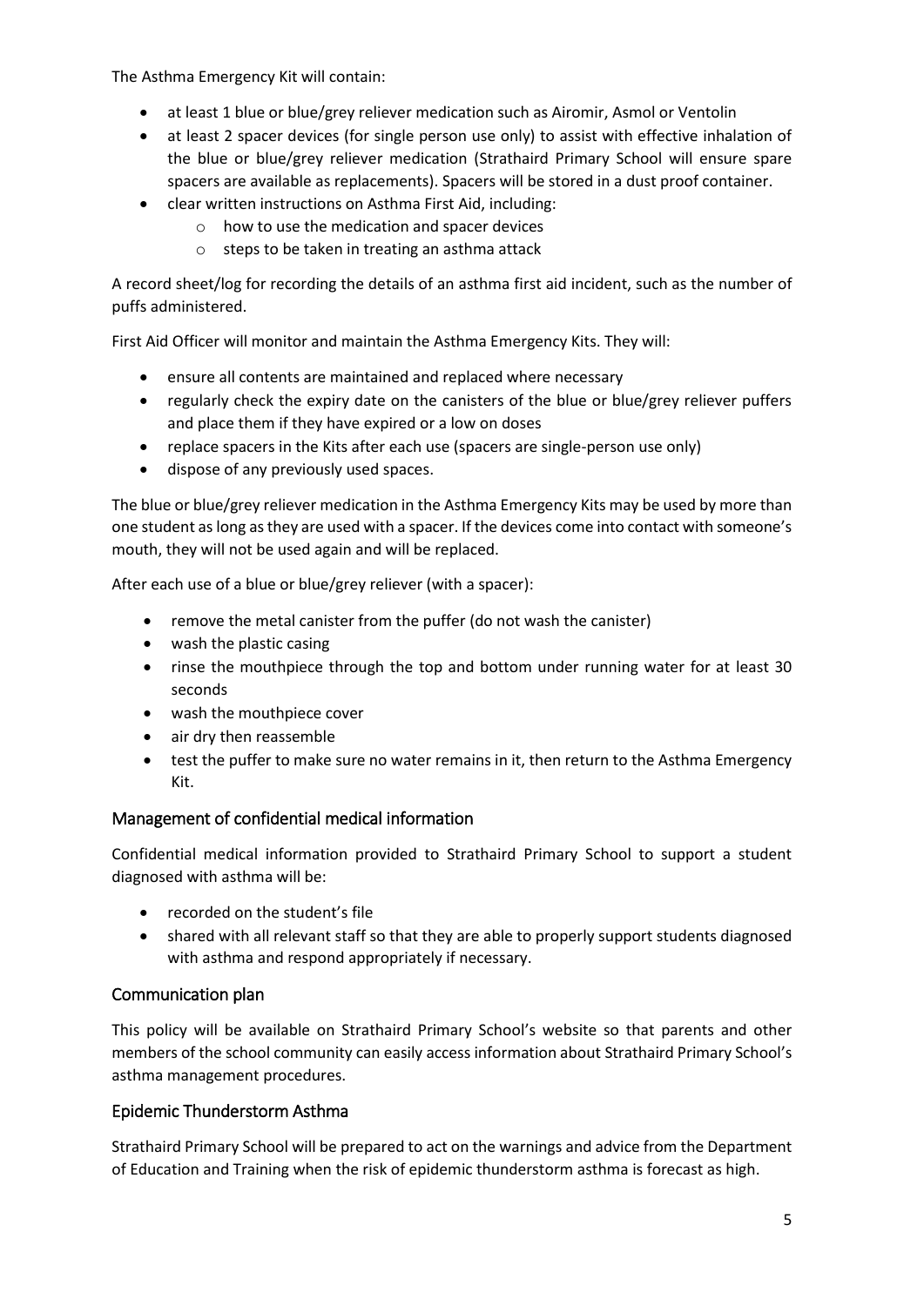The Asthma Emergency Kit will contain:

- at least 1 blue or blue/grey reliever medication such as Airomir, Asmol or Ventolin
- at least 2 spacer devices (for single person use only) to assist with effective inhalation of the blue or blue/grey reliever medication (Strathaird Primary School will ensure spare spacers are available as replacements). Spacers will be stored in a dust proof container.
- clear written instructions on Asthma First Aid, including:
  - how to use the medication and spacer devices
  - steps to be taken in treating an asthma attack

A record sheet/log for recording the details of an asthma first aid incident, such as the number of puffs administered.

First Aid Officer will monitor and maintain the Asthma Emergency Kits. They will:

- ensure all contents are maintained and replaced where necessary
- regularly check the expiry date on the canisters of the blue or blue/grey reliever puffers and place them if they have expired or a low on doses
- replace spacers in the Kits after each use (spacers are single-person use only)
- dispose of any previously used spaces.

The blue or blue/grey reliever medication in the Asthma Emergency Kits may be used by more than one student as long as they are used with a spacer. If the devices come into contact with someone's mouth, they will not be used again and will be replaced.

After each use of a blue or blue/grey reliever (with a spacer):

- remove the metal canister from the puffer (do not wash the canister)
- wash the plastic casing
- rinse the mouthpiece through the top and bottom under running water for at least 30 seconds
- wash the mouthpiece cover
- air dry then reassemble
- test the puffer to make sure no water remains in it, then return to the Asthma Emergency Kit.

## Management of confidential medical information

Confidential medical information provided to Strathaird Primary School to support a student diagnosed with asthma will be:

- recorded on the student's file
- shared with all relevant staff so that they are able to properly support students diagnosed with asthma and respond appropriately if necessary.

## Communication plan

This policy will be available on Strathaird Primary School's website so that parents and other members of the school community can easily access information about Strathaird Primary School's asthma management procedures.

## Epidemic Thunderstorm Asthma

Strathaird Primary School will be prepared to act on the warnings and advice from the Department of Education and Training when the risk of epidemic thunderstorm asthma is forecast as high.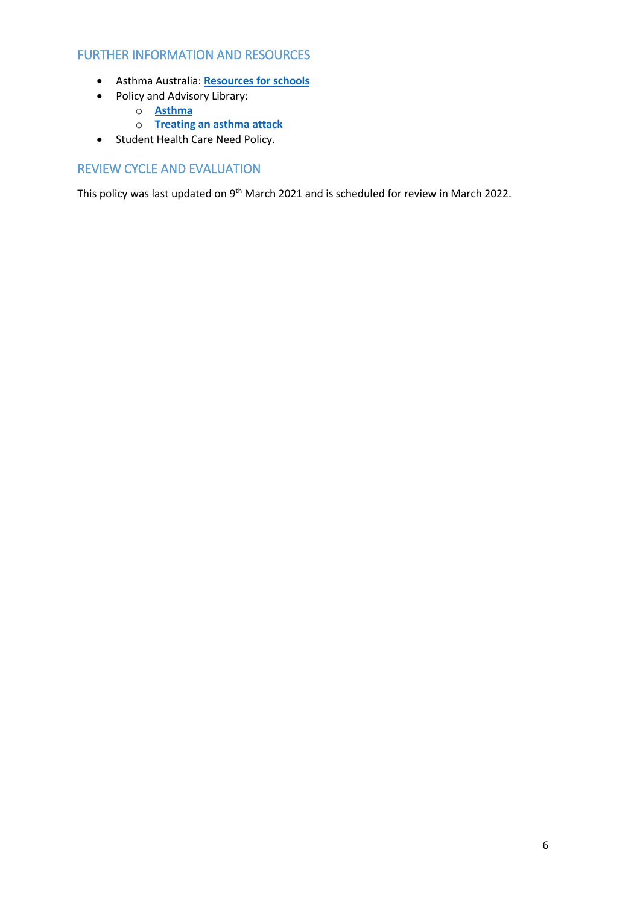## FURTHER INFORMATION AND RESOURCES

- Asthma Australia: **Resources for schools**
- Policy and Advisory Library:
  - **Asthma**
  - **Treating an asthma attack**
- Student Health Care Need Policy.

## REVIEW CYCLE AND EVALUATION

This policy was last updated on 9th March 2021 and is scheduled for review in March 2022.